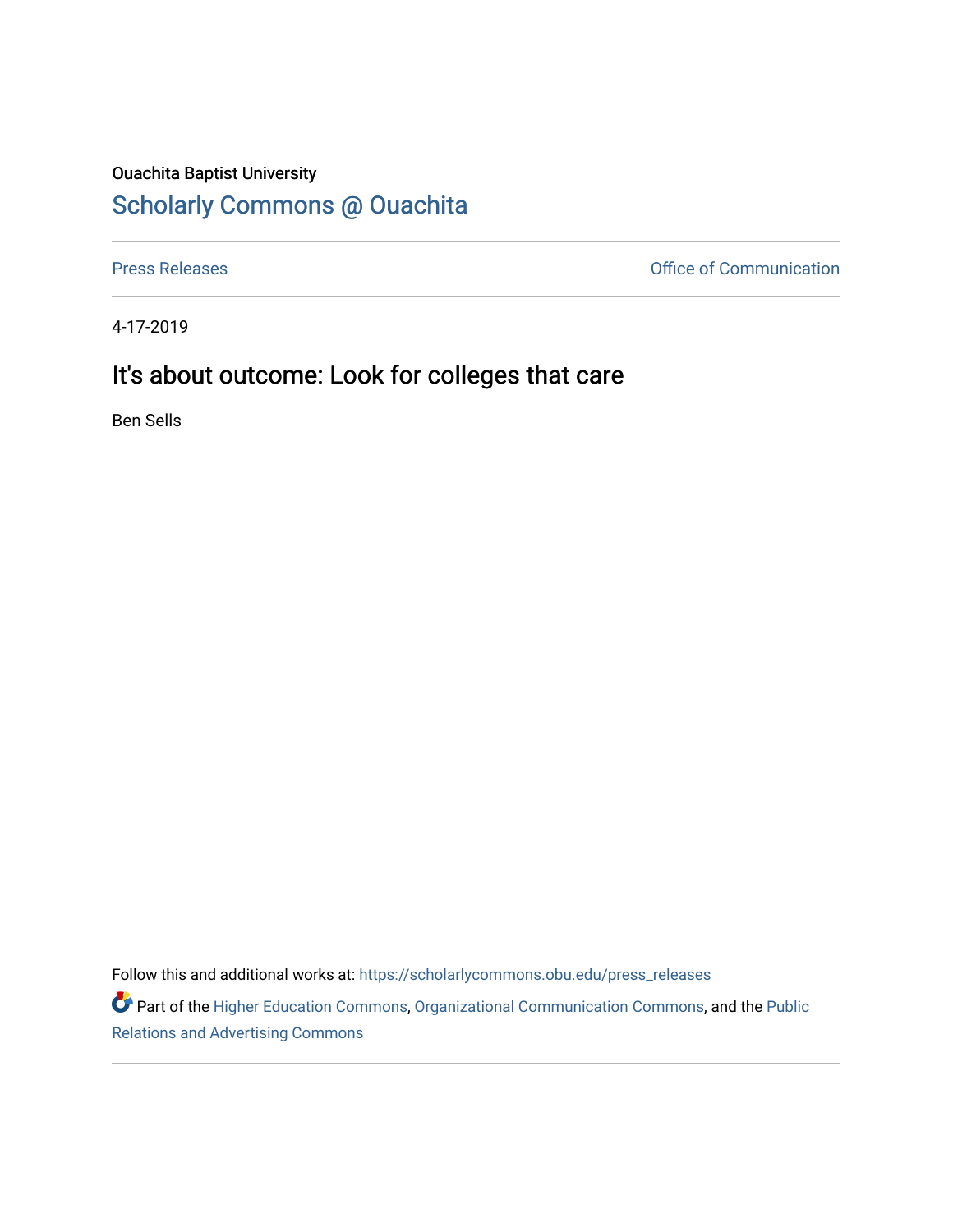Ouachita Baptist University

## Scholarly Commons @ Ouachita

Press Releases

Office of Communication

4-17-2019

# It's about outcome: Look for colleges that care

Ben Sells

Follow this and additional works at: https://scholarlycommons.obu.edu/press_releases

Part of the Higher Education Commons, Organizational Communication Commons, and the Public Relations and Advertising Commons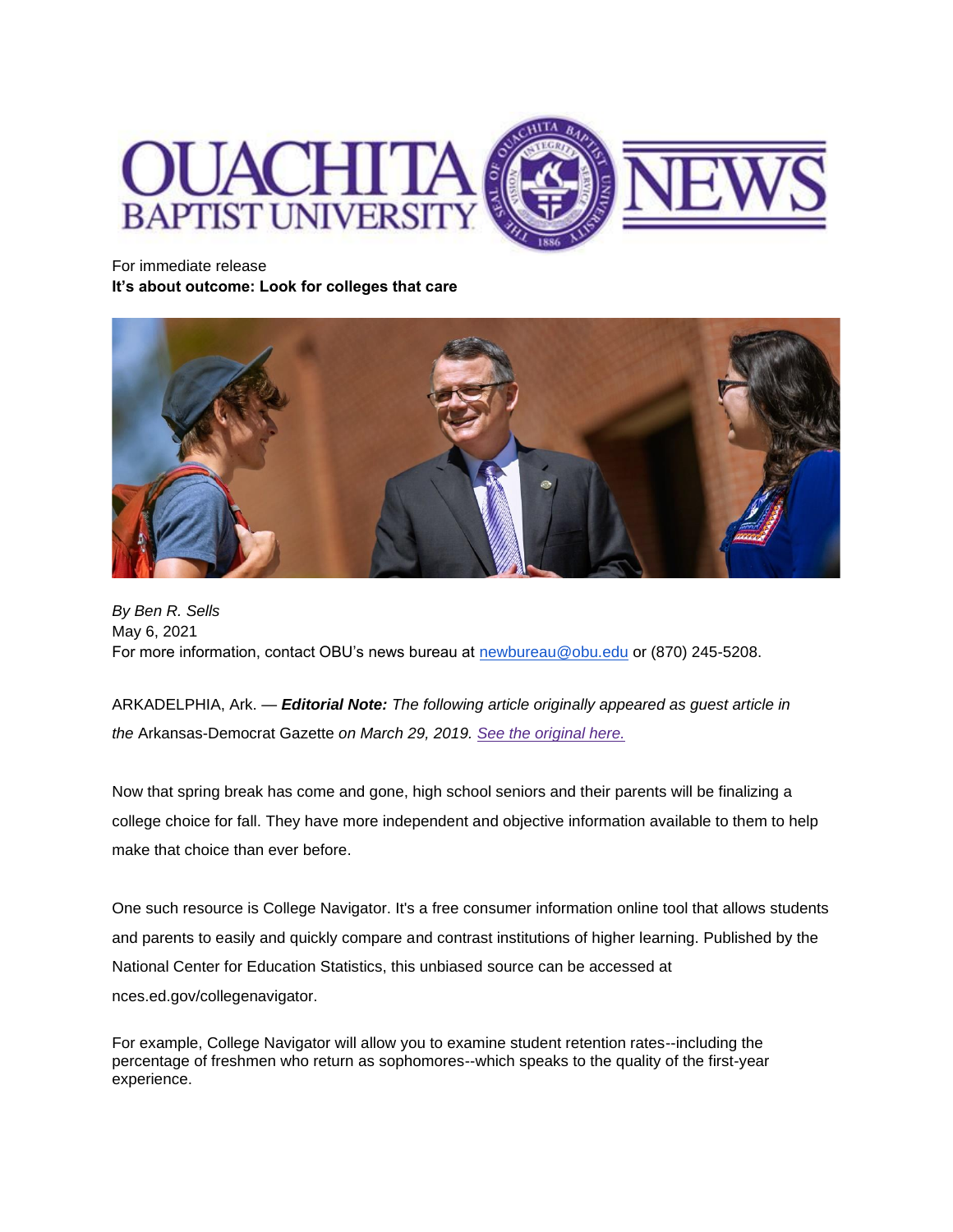For immediate release

**It's about outcome: Look for colleges that care**

*By Ben R. Sells*
May 6, 2021
For more information, contact OBU's news bureau at newbureau@obu.edu or (870) 245-5208.

ARKADELPHIA, Ark. — ***Editorial Note:*** *The following article originally appeared as guest article in the* Arkansas-Democrat Gazette *on March 29, 2019. See the original here.*

Now that spring break has come and gone, high school seniors and their parents will be finalizing a college choice for fall. They have more independent and objective information available to them to help make that choice than ever before.

One such resource is College Navigator. It's a free consumer information online tool that allows students and parents to easily and quickly compare and contrast institutions of higher learning. Published by the National Center for Education Statistics, this unbiased source can be accessed at nces.ed.gov/collegenavigator.

For example, College Navigator will allow you to examine student retention rates--including the percentage of freshmen who return as sophomores--which speaks to the quality of the first-year experience.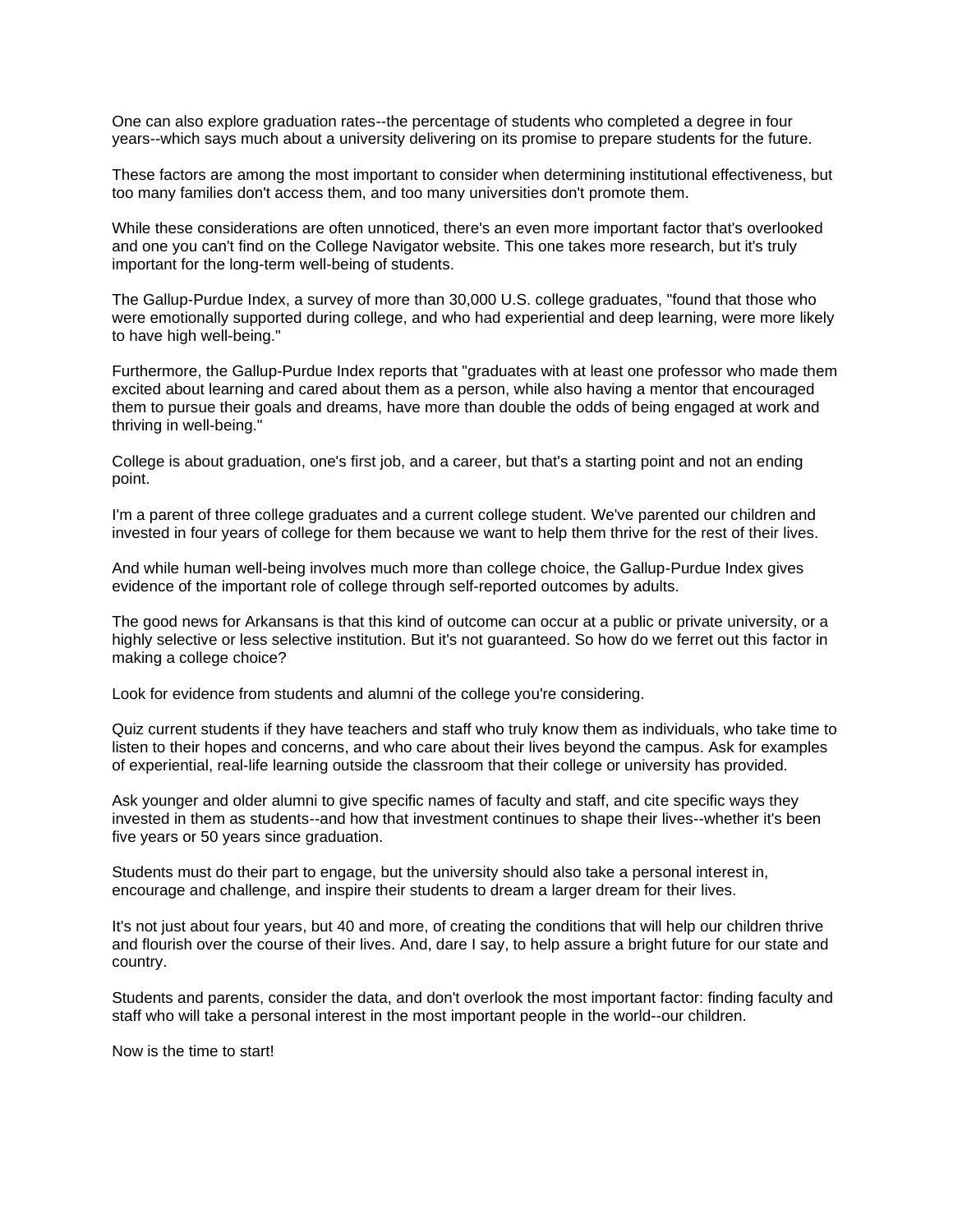One can also explore graduation rates--the percentage of students who completed a degree in four years--which says much about a university delivering on its promise to prepare students for the future.

These factors are among the most important to consider when determining institutional effectiveness, but too many families don't access them, and too many universities don't promote them.

While these considerations are often unnoticed, there's an even more important factor that's overlooked and one you can't find on the College Navigator website. This one takes more research, but it's truly important for the long-term well-being of students.

The Gallup-Purdue Index, a survey of more than 30,000 U.S. college graduates, "found that those who were emotionally supported during college, and who had experiential and deep learning, were more likely to have high well-being."

Furthermore, the Gallup-Purdue Index reports that "graduates with at least one professor who made them excited about learning and cared about them as a person, while also having a mentor that encouraged them to pursue their goals and dreams, have more than double the odds of being engaged at work and thriving in well-being."

College is about graduation, one's first job, and a career, but that's a starting point and not an ending point.

I'm a parent of three college graduates and a current college student. We've parented our children and invested in four years of college for them because we want to help them thrive for the rest of their lives.

And while human well-being involves much more than college choice, the Gallup-Purdue Index gives evidence of the important role of college through self-reported outcomes by adults.

The good news for Arkansans is that this kind of outcome can occur at a public or private university, or a highly selective or less selective institution. But it's not guaranteed. So how do we ferret out this factor in making a college choice?

Look for evidence from students and alumni of the college you're considering.

Quiz current students if they have teachers and staff who truly know them as individuals, who take time to listen to their hopes and concerns, and who care about their lives beyond the campus. Ask for examples of experiential, real-life learning outside the classroom that their college or university has provided.

Ask younger and older alumni to give specific names of faculty and staff, and cite specific ways they invested in them as students--and how that investment continues to shape their lives--whether it's been five years or 50 years since graduation.

Students must do their part to engage, but the university should also take a personal interest in, encourage and challenge, and inspire their students to dream a larger dream for their lives.

It's not just about four years, but 40 and more, of creating the conditions that will help our children thrive and flourish over the course of their lives. And, dare I say, to help assure a bright future for our state and country.

Students and parents, consider the data, and don't overlook the most important factor: finding faculty and staff who will take a personal interest in the most important people in the world--our children.

Now is the time to start!